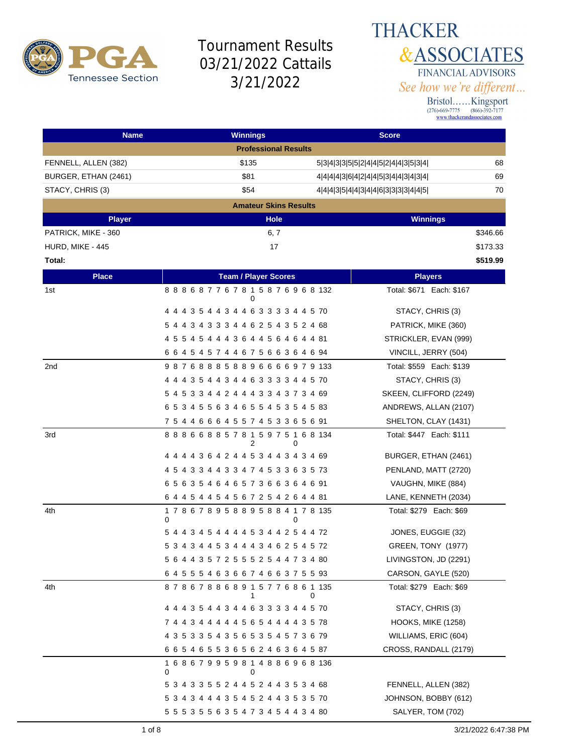# Tournament Results 03/21/2022 Cattails 3/21/2022

THACKER &ASSOCIATES FINANCIAL ADVISORS
See how we're different...
Bristol......Kingsport
(276)-669-7775 (866)-392-7177
www.thackerandassociates.com

| Name | Winnings | Score | |
|---|---|---|---|
| **Professional Results** | | | |
| FENNELL, ALLEN (382) | $135 | 5\|3\|4\|3\|3\|5\|5\|2\|4\|4\|5\|2\|4\|4\|3\|5\|3\|4\| | 68 |
| BURGER, ETHAN (2461) | $81 | 4\|4\|4\|4\|3\|6\|4\|2\|4\|4\|5\|3\|4\|4\|3\|4\|3\|4\| | 69 |
| STACY, CHRIS (3) | $54 | 4\|4\|4\|3\|5\|4\|4\|3\|4\|4\|6\|3\|3\|3\|3\|4\|4\|5\| | 70 |

**Amateur Skins Results**

| Player | Hole | Winnings |
|---|---|---|
| PATRICK, MIKE - 360 | 6, 7 | $346.66 |
| HURD, MIKE - 445 | 17 | $173.33 |
| **Total:** | | **$519.99** |

| Place | Team / Player Scores | Players |
|---|---|---|
| 1st | 8 8 8 6 8 7 7 6 7 8 10 5 8 7 6 9 6 8 132 | Total: $671 Each: $167 |
| | 4 4 4 3 5 4 4 3 4 4 6 3 3 3 3 4 4 5 70 | STACY, CHRIS (3) |
| | 5 4 4 3 4 3 3 3 4 4 6 2 5 4 3 5 2 4 68 | PATRICK, MIKE (360) |
| | 4 5 5 4 5 4 4 4 3 6 4 4 5 6 4 6 4 4 81 | STRICKLER, EVAN (999) |
| | 6 6 4 5 4 5 7 4 4 6 7 5 6 6 3 6 4 6 94 | VINCILL, JERRY (504) |
| 2nd | 9 8 7 6 8 8 8 5 8 8 9 6 6 6 6 9 7 9 133 | Total: $559 Each: $139 |
| | 4 4 4 3 5 4 4 3 4 4 6 3 3 3 3 4 4 5 70 | STACY, CHRIS (3) |
| | 5 4 5 3 3 4 4 2 4 4 4 3 3 4 3 7 3 4 69 | SKEEN, CLIFFORD (2249) |
| | 6 5 3 4 5 5 6 3 4 6 5 5 4 5 3 5 4 5 83 | ANDREWS, ALLAN (2107) |
| | 7 5 4 4 6 6 6 4 5 5 7 4 5 3 3 6 5 6 91 | SHELTON, CLAY (1431) |
| 3rd | 8 8 8 6 6 8 8 5 7 8 12 5 9 7 5 10 6 8 134 | Total: $447 Each: $111 |
| | 4 4 4 4 3 6 4 2 4 4 5 3 4 4 3 4 3 4 69 | BURGER, ETHAN (2461) |
| | 4 5 4 3 3 4 4 3 3 4 7 4 5 3 3 6 3 5 73 | PENLAND, MATT (2720) |
| | 6 5 6 3 5 4 6 4 6 5 7 3 6 6 3 6 4 6 91 | VAUGHN, MIKE (884) |
| | 6 4 4 5 4 4 5 4 5 6 7 2 5 4 2 6 4 4 81 | LANE, KENNETH (2034) |
| 4th | 10 7 8 6 7 8 9 5 8 8 9 5 8 8 4 10 7 8 135 | Total: $279 Each: $69 |
| | 5 4 4 3 4 5 4 4 4 4 5 3 4 4 2 5 4 4 72 | JONES, EUGGIE (32) |
| | 5 3 4 3 4 4 5 3 4 4 4 3 4 6 2 5 4 5 72 | GREEN, TONY (1977) |
| | 5 6 4 4 3 5 7 2 5 5 5 2 5 4 4 7 3 4 80 | LIVINGSTON, JD (2291) |
| | 6 4 5 5 5 4 6 3 6 6 7 4 6 6 3 7 5 5 93 | CARSON, GAYLE (520) |
| 4th | 8 7 8 6 7 8 8 6 8 9 11 5 7 7 6 8 6 10 135 | Total: $279 Each: $69 |
| | 4 4 4 3 5 4 4 3 4 4 6 3 3 3 3 4 4 5 70 | STACY, CHRIS (3) |
| | 7 4 4 3 4 4 4 4 4 5 6 5 4 4 4 4 3 5 78 | HOOKS, MIKE (1258) |
| | 4 3 5 3 3 5 4 3 5 6 5 3 5 4 5 7 3 6 79 | WILLIAMS, ERIC (604) |
| | 6 6 5 4 6 5 5 3 6 5 6 2 4 6 3 6 4 5 87 | CROSS, RANDALL (2179) |
| | 10 6 8 6 7 9 9 5 9 8 10 4 8 8 6 9 6 8 136 | |
| | 5 3 4 3 3 5 5 2 4 4 5 2 4 4 3 5 3 4 68 | FENNELL, ALLEN (382) |
| | 5 3 4 3 4 4 4 3 5 4 5 2 4 4 3 5 3 5 70 | JOHNSON, BOBBY (612) |
| | 5 5 5 3 5 5 6 3 5 4 7 3 4 5 4 4 3 4 80 | SALYER, TOM (702) |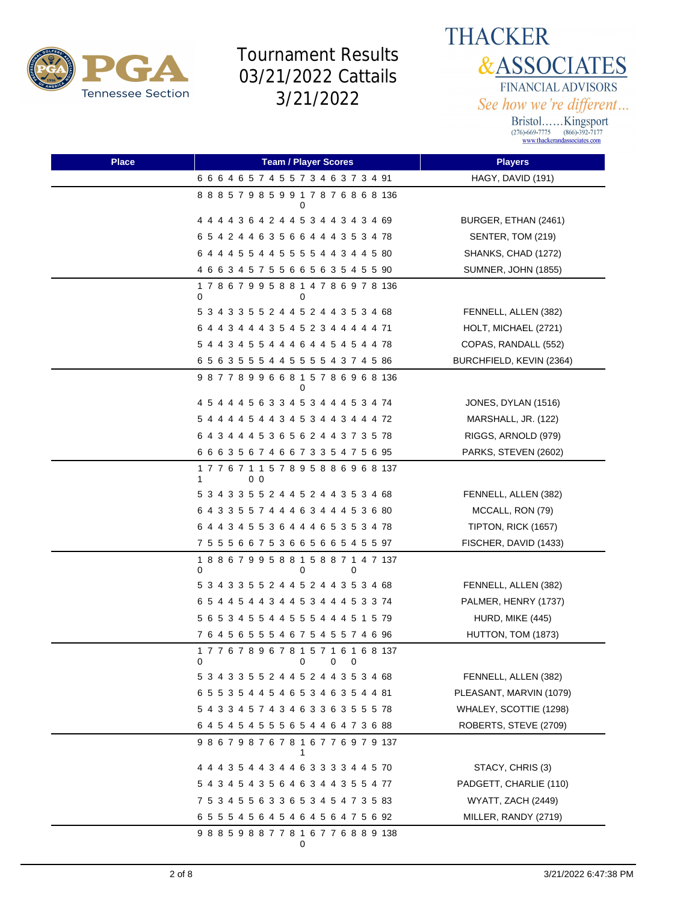# Tournament Results 03/21/2022 Cattails 3/21/2022

PGA Tennessee Section

THACKER & ASSOCIATES
FINANCIAL ADVISORS
*See how we're different...*
Bristol......Kingsport
(276)-669-7775 (866)-392-7177
www.thackerandassociates.com

| Place | Team / Player Scores | Players |
|---|---|---|
| | 6 6 6 4 6 5 7 4 5 5 7 3 4 6 3 7 3 4 91 | HAGY, DAVID (191) |
| | 8 8 8 5 7 9 8 5 9 9 10 7 8 7 6 8 6 8 136 | |
| | 4 4 4 4 3 6 4 2 4 4 5 3 4 4 3 4 3 4 69 | BURGER, ETHAN (2461) |
| | 6 5 4 2 4 4 6 3 5 6 6 4 4 4 3 5 3 4 78 | SENTER, TOM (219) |
| | 6 4 4 4 5 5 4 4 5 5 5 5 4 4 3 4 4 5 80 | SHANKS, CHAD (1272) |
| | 4 6 6 3 4 5 7 5 5 6 6 5 6 3 5 4 5 5 90 | SUMNER, JOHN (1855) |
| | 10 7 8 6 7 9 9 5 8 8 10 4 7 8 6 9 7 8 136 | |
| | 5 3 4 3 3 5 5 2 4 4 5 2 4 4 3 5 3 4 68 | FENNELL, ALLEN (382) |
| | 6 4 4 3 4 4 4 3 5 4 5 2 3 4 4 4 4 4 71 | HOLT, MICHAEL (2721) |
| | 5 4 4 3 4 5 5 4 4 4 6 4 4 5 4 5 4 4 78 | COPAS, RANDALL (552) |
| | 6 5 6 3 5 5 5 4 4 5 5 5 5 4 3 7 4 5 86 | BURCHFIELD, KEVIN (2364) |
| | 9 8 7 7 8 9 9 6 6 8 10 5 7 8 6 9 6 8 136 | |
| | 4 5 4 4 4 5 6 3 3 4 5 3 4 4 4 5 3 4 74 | JONES, DYLAN (1516) |
| | 5 4 4 4 4 5 4 4 3 4 5 3 4 4 3 4 4 4 72 | MARSHALL, JR. (122) |
| | 6 4 3 4 4 4 5 3 6 5 6 2 4 4 3 7 3 5 78 | RIGGS, ARNOLD (979) |
| | 6 6 6 3 5 6 7 4 6 6 7 3 3 5 4 7 5 6 95 | PARKS, STEVEN (2602) |
| | 11 7 7 6 7 10 10 5 7 8 9 5 8 8 6 9 6 8 137 | |
| | 5 3 4 3 3 5 5 2 4 4 5 2 4 4 3 5 3 4 68 | FENNELL, ALLEN (382) |
| | 6 4 3 3 5 5 7 4 4 4 6 3 4 4 4 5 3 6 80 | MCCALL, RON (79) |
| | 6 4 4 3 4 5 5 3 6 4 4 4 6 5 3 5 3 4 78 | TIPTON, RICK (1657) |
| | 7 5 5 5 6 6 7 5 3 6 6 5 6 6 5 4 5 5 97 | FISCHER, DAVID (1433) |
| | 10 8 8 6 7 9 9 5 8 8 10 5 8 8 7 10 4 7 137 | |
| | 5 3 4 3 3 5 5 2 4 4 5 2 4 4 3 5 3 4 68 | FENNELL, ALLEN (382) |
| | 6 5 4 4 5 4 4 3 4 4 5 3 4 4 4 5 3 3 74 | PALMER, HENRY (1737) |
| | 5 6 5 3 4 5 5 4 4 5 5 5 4 4 4 5 1 5 79 | HURD, MIKE (445) |
| | 7 6 4 5 6 5 5 5 4 6 7 5 4 5 5 7 4 6 96 | HUTTON, TOM (1873) |
| | 10 7 7 6 7 8 9 6 7 8 10 5 7 10 6 10 6 8 137 | |
| | 5 3 4 3 3 5 5 2 4 4 5 2 4 4 3 5 3 4 68 | FENNELL, ALLEN (382) |
| | 6 5 5 3 5 4 4 5 4 6 5 3 4 6 3 5 4 4 81 | PLEASANT, MARVIN (1079) |
| | 5 4 3 3 4 5 7 4 3 4 6 3 3 6 3 5 5 5 78 | WHALEY, SCOTTIE (1298) |
| | 6 4 5 4 5 4 5 5 5 6 5 4 4 6 4 7 3 6 88 | ROBERTS, STEVE (2709) |
| | 9 8 6 7 9 8 7 6 7 8 11 6 7 7 6 9 7 9 137 | |
| | 4 4 4 3 5 4 4 3 4 4 6 3 3 3 3 4 4 5 70 | STACY, CHRIS (3) |
| | 5 4 3 4 5 4 3 5 6 4 6 3 4 4 3 5 5 4 77 | PADGETT, CHARLIE (110) |
| | 7 5 3 4 5 5 6 3 3 6 5 3 4 5 4 7 3 5 83 | WYATT, ZACH (2449) |
| | 6 5 5 5 4 5 6 4 5 4 6 4 5 6 4 7 5 6 92 | MILLER, RANDY (2719) |
| | 9 8 8 5 9 8 8 7 7 8 10 6 7 7 6 8 8 9 138 | |

3/21/2022 6:47:38 PM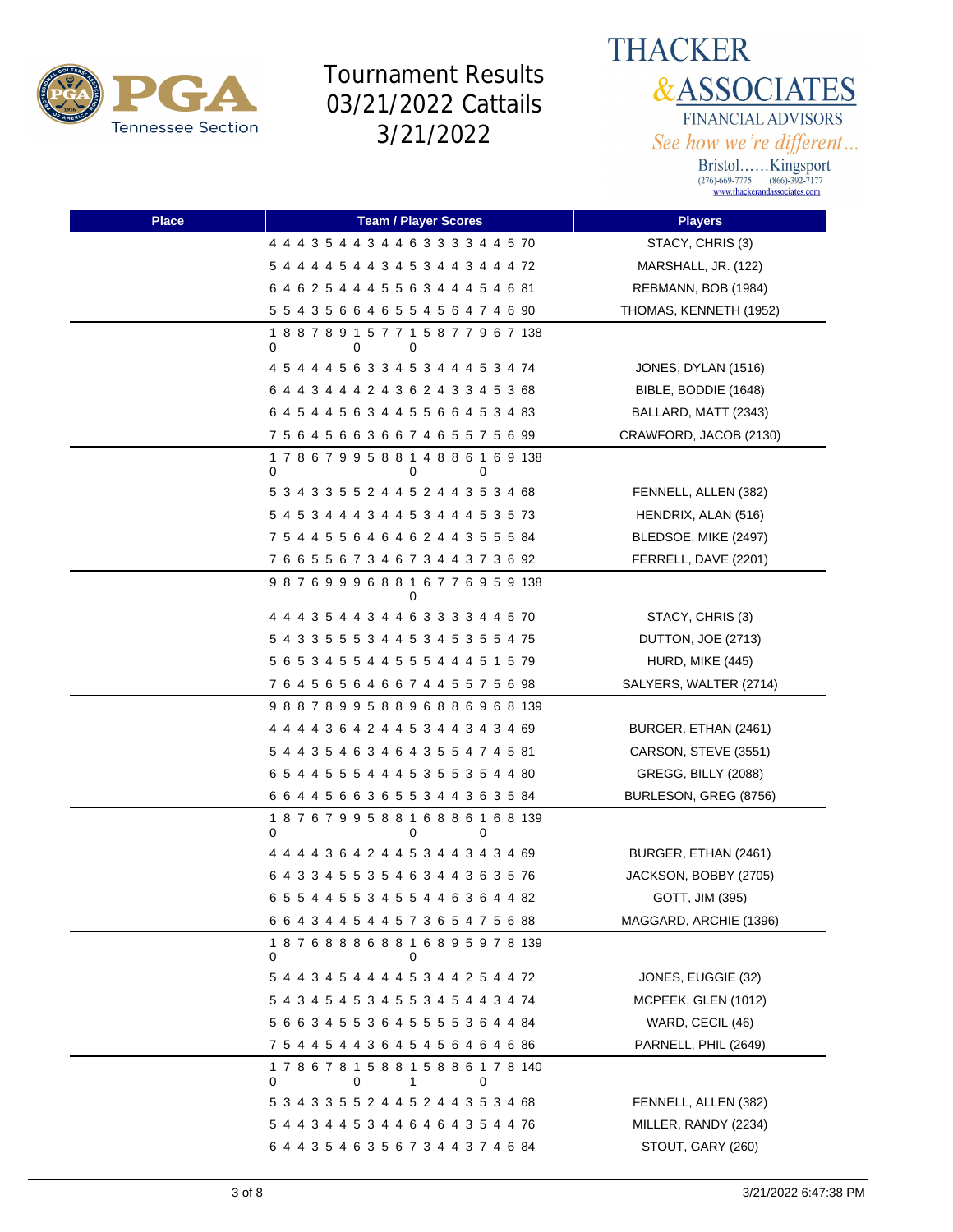# Tournament Results 03/21/2022 Cattails 3/21/2022

**THACKER & ASSOCIATES**
FINANCIAL ADVISORS
*See how we're different...*
Bristol......Kingsport
(276)-669-7775 (866)-392-7177
www.thackerandassociates.com

| Place | Team / Player Scores | Players |
|---|---|---|
| | 4 4 4 3 5 4 4 3 4 4 6 3 3 3 3 4 4 5 70 | STACY, CHRIS (3) |
| | 5 4 4 4 4 5 4 4 3 4 5 3 4 4 3 4 4 4 72 | MARSHALL, JR. (122) |
| | 6 4 6 2 5 4 4 4 5 5 6 3 4 4 4 5 4 6 81 | REBMANN, BOB (1984) |
| | 5 5 4 3 5 6 6 4 6 5 5 4 5 6 4 7 4 6 90 | THOMAS, KENNETH (1952) |
| | 10 8 8 7 8 9 10 5 7 7 10 5 8 7 7 9 6 7 138 | |
| | 4 5 4 4 4 5 6 3 3 4 5 3 4 4 4 5 3 4 74 | JONES, DYLAN (1516) |
| | 6 4 4 3 4 4 4 2 4 3 6 2 4 3 3 4 5 3 68 | BIBLE, BODDIE (1648) |
| | 6 4 5 4 4 5 6 3 4 4 5 5 6 6 4 5 3 4 83 | BALLARD, MATT (2343) |
| | 7 5 6 4 5 6 6 3 6 6 7 4 6 5 5 7 5 6 99 | CRAWFORD, JACOB (2130) |
| | 10 7 8 6 7 9 9 5 8 8 10 4 8 8 6 10 6 9 138 | |
| | 5 3 4 3 3 5 5 2 4 4 5 2 4 4 3 5 3 4 68 | FENNELL, ALLEN (382) |
| | 5 4 5 3 4 4 4 3 4 4 5 3 4 4 4 5 3 5 73 | HENDRIX, ALAN (516) |
| | 7 5 4 4 5 5 6 4 6 4 6 2 4 4 3 5 5 5 84 | BLEDSOE, MIKE (2497) |
| | 7 6 6 5 5 6 7 3 4 6 7 3 4 4 3 7 3 6 92 | FERRELL, DAVE (2201) |
| | 9 8 7 6 9 9 9 6 8 8 10 6 7 7 6 9 5 9 138 | |
| | 4 4 4 3 5 4 4 3 4 4 6 3 3 3 3 4 4 5 70 | STACY, CHRIS (3) |
| | 5 4 3 3 5 5 5 3 4 4 5 3 4 5 3 5 5 4 75 | DUTTON, JOE (2713) |
| | 5 6 5 3 4 5 5 4 4 5 5 5 4 4 4 5 1 5 79 | HURD, MIKE (445) |
| | 7 6 4 5 6 5 6 4 6 6 7 4 4 5 5 7 5 6 98 | SALYERS, WALTER (2714) |
| | 9 8 8 7 8 9 9 5 8 8 9 6 8 8 6 9 6 8 139 | |
| | 4 4 4 4 3 6 4 2 4 4 5 3 4 4 3 4 3 4 69 | BURGER, ETHAN (2461) |
| | 5 4 4 3 5 4 6 3 4 6 4 3 5 5 4 7 4 5 81 | CARSON, STEVE (3551) |
| | 6 5 4 4 5 5 5 4 4 4 5 3 5 5 3 5 4 4 80 | GREGG, BILLY (2088) |
| | 6 6 4 4 5 6 6 3 6 5 5 3 4 4 3 6 3 5 84 | BURLESON, GREG (8756) |
| | 10 8 7 6 7 9 9 5 8 8 10 6 8 8 6 10 6 8 139 | |
| | 4 4 4 4 3 6 4 2 4 4 5 3 4 4 3 4 3 4 69 | BURGER, ETHAN (2461) |
| | 6 4 3 3 4 5 5 3 5 4 6 3 4 4 3 6 3 5 76 | JACKSON, BOBBY (2705) |
| | 6 5 5 4 4 5 5 3 4 5 5 4 4 6 3 6 4 4 82 | GOTT, JIM (395) |
| | 6 6 4 3 4 4 5 4 4 5 7 3 6 5 4 7 5 6 88 | MAGGARD, ARCHIE (1396) |
| | 10 8 7 6 8 8 8 6 8 8 10 6 8 9 5 9 7 8 139 | |
| | 5 4 4 3 4 5 4 4 4 4 5 3 4 4 2 5 4 4 72 | JONES, EUGGIE (32) |
| | 5 4 3 4 5 4 5 3 4 5 5 3 4 5 4 4 3 4 74 | MCPEEK, GLEN (1012) |
| | 5 6 6 3 4 5 5 3 6 4 5 5 5 5 3 6 4 4 84 | WARD, CECIL (46) |
| | 7 5 4 4 5 4 4 3 6 4 5 4 5 6 4 6 4 6 86 | PARNELL, PHIL (2649) |
| | 10 7 8 6 7 8 10 5 8 8 11 5 8 8 6 10 7 8 140 | |
| | 5 3 4 3 3 5 5 2 4 4 5 2 4 4 3 5 3 4 68 | FENNELL, ALLEN (382) |
| | 5 4 4 3 4 4 5 3 4 4 6 4 6 4 3 5 4 4 76 | MILLER, RANDY (2234) |
| | 6 4 4 3 5 4 6 3 5 6 7 3 4 4 3 7 4 6 84 | STOUT, GARY (260) |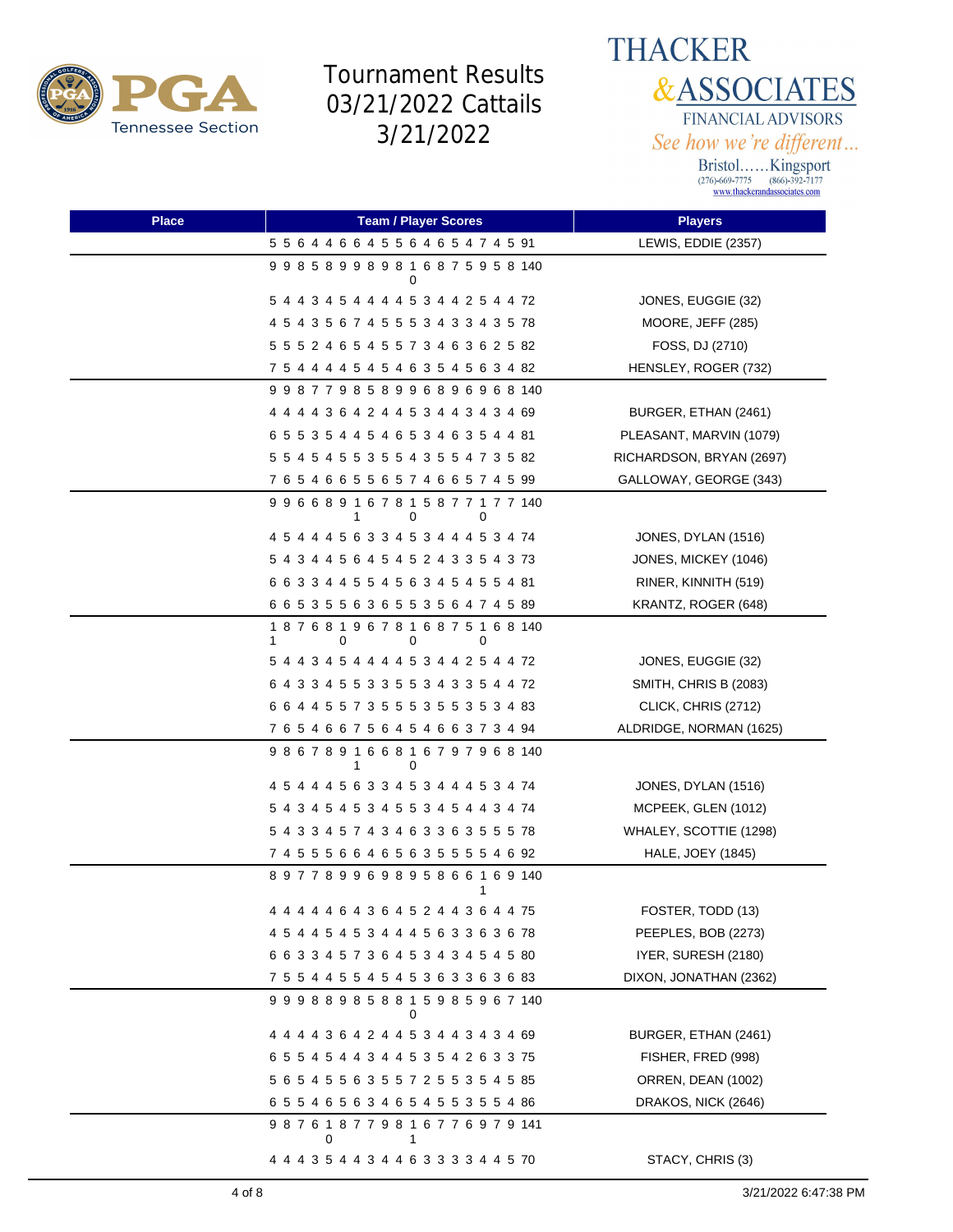# Tournament Results 03/21/2022 Cattails 3/21/2022

THACKER &ASSOCIATES
FINANCIAL ADVISORS
*See how we're different...*
Bristol……Kingsport
(276)-669-7775 (866)-392-7177
www.thackerandassociates.com

| Place | Team / Player Scores | Players |
|---|---|---|
| | 5 5 6 4 4 6 6 4 5 5 6 4 6 5 4 7 4 5 91 | LEWIS, EDDIE (2357) |
| | 9 9 8 5 8 9 9 8 9 8 10 6 8 7 5 9 5 8 140 | |
| | 5 4 4 3 4 5 4 4 4 4 5 3 4 4 2 5 4 4 72 | JONES, EUGGIE (32) |
| | 4 5 4 3 5 6 7 4 5 5 5 3 4 3 3 4 3 5 78 | MOORE, JEFF (285) |
| | 5 5 5 2 4 6 5 4 5 5 7 3 4 6 3 6 2 5 82 | FOSS, DJ (2710) |
| | 7 5 4 4 4 4 5 4 5 4 6 3 5 4 5 6 3 4 82 | HENSLEY, ROGER (732) |
| | 9 9 8 7 7 9 8 5 8 9 9 6 8 9 6 9 6 8 140 | |
| | 4 4 4 4 3 6 4 2 4 4 5 3 4 4 3 4 3 4 69 | BURGER, ETHAN (2461) |
| | 6 5 5 3 5 4 4 5 4 6 5 3 4 6 3 5 4 4 81 | PLEASANT, MARVIN (1079) |
| | 5 5 4 5 4 5 5 3 5 5 4 3 5 5 4 7 3 5 82 | RICHARDSON, BRYAN (2697) |
| | 7 6 5 4 6 6 5 5 6 5 7 4 6 6 5 7 4 5 99 | GALLOWAY, GEORGE (343) |
| | 9 9 6 6 8 9 11 6 7 8 10 5 8 7 7 10 7 7 140 | |
| | 4 5 4 4 4 5 6 3 3 4 5 3 4 4 4 5 3 4 74 | JONES, DYLAN (1516) |
| | 5 4 3 4 4 5 6 4 5 4 5 2 4 3 3 5 4 3 73 | JONES, MICKEY (1046) |
| | 6 6 3 3 4 4 5 5 4 5 6 3 4 5 4 5 5 4 81 | RINER, KINNITH (519) |
| | 6 6 5 3 5 5 6 3 6 5 5 3 5 6 4 7 4 5 89 | KRANTZ, ROGER (648) |
| | 11 8 7 6 8 10 9 6 7 8 10 6 8 7 5 10 6 8 140 | |
| | 5 4 4 3 4 5 4 4 4 4 5 3 4 4 2 5 4 4 72 | JONES, EUGGIE (32) |
| | 6 4 3 3 4 5 5 3 3 5 5 3 4 3 3 5 4 4 72 | SMITH, CHRIS B (2083) |
| | 6 6 4 4 5 5 7 3 5 5 5 3 5 5 3 5 3 4 83 | CLICK, CHRIS (2712) |
| | 7 6 5 4 6 6 7 5 6 4 5 4 6 6 3 7 3 4 94 | ALDRIDGE, NORMAN (1625) |
| | 9 8 6 7 8 9 11 6 6 8 10 6 7 9 7 9 6 8 140 | |
| | 4 5 4 4 4 5 6 3 3 4 5 3 4 4 4 5 3 4 74 | JONES, DYLAN (1516) |
| | 5 4 3 4 5 4 5 3 4 5 5 3 4 5 4 4 3 4 74 | MCPEEK, GLEN (1012) |
| | 5 4 3 3 4 5 7 4 3 4 6 3 3 6 3 5 5 5 78 | WHALEY, SCOTTIE (1298) |
| | 7 4 5 5 5 6 6 4 6 5 6 3 5 5 5 5 4 6 92 | HALE, JOEY (1845) |
| | 8 9 7 7 8 9 9 6 9 8 9 5 8 6 6 11 6 9 140 | |
| | 4 4 4 4 4 6 4 3 6 4 5 2 4 4 3 6 4 4 75 | FOSTER, TODD (13) |
| | 4 5 4 4 5 4 5 3 4 4 4 5 6 3 3 6 3 6 78 | PEEPLES, BOB (2273) |
| | 6 6 3 3 4 5 7 3 6 4 5 3 4 3 4 5 4 5 80 | IYER, SURESH (2180) |
| | 7 5 5 4 4 5 5 4 5 4 5 3 6 3 3 6 3 6 83 | DIXON, JONATHAN (2362) |
| | 9 9 9 8 8 9 8 5 8 8 10 5 9 8 5 9 6 7 140 | |
| | 4 4 4 4 3 6 4 2 4 4 5 3 4 4 3 4 3 4 69 | BURGER, ETHAN (2461) |
| | 6 5 5 4 5 4 4 3 4 4 5 3 5 4 2 6 3 3 75 | FISHER, FRED (998) |
| | 5 6 5 4 5 5 6 3 5 5 7 2 5 5 3 5 4 5 85 | ORREN, DEAN (1002) |
| | 6 5 5 4 6 5 6 3 4 6 5 4 5 5 3 5 5 4 86 | DRAKOS, NICK (2646) |
| | 9 8 7 6 10 8 7 7 9 8 11 6 7 7 6 9 7 9 141 | |
| | 4 4 4 3 5 4 4 3 4 4 6 3 3 3 3 4 4 5 70 | STACY, CHRIS (3) |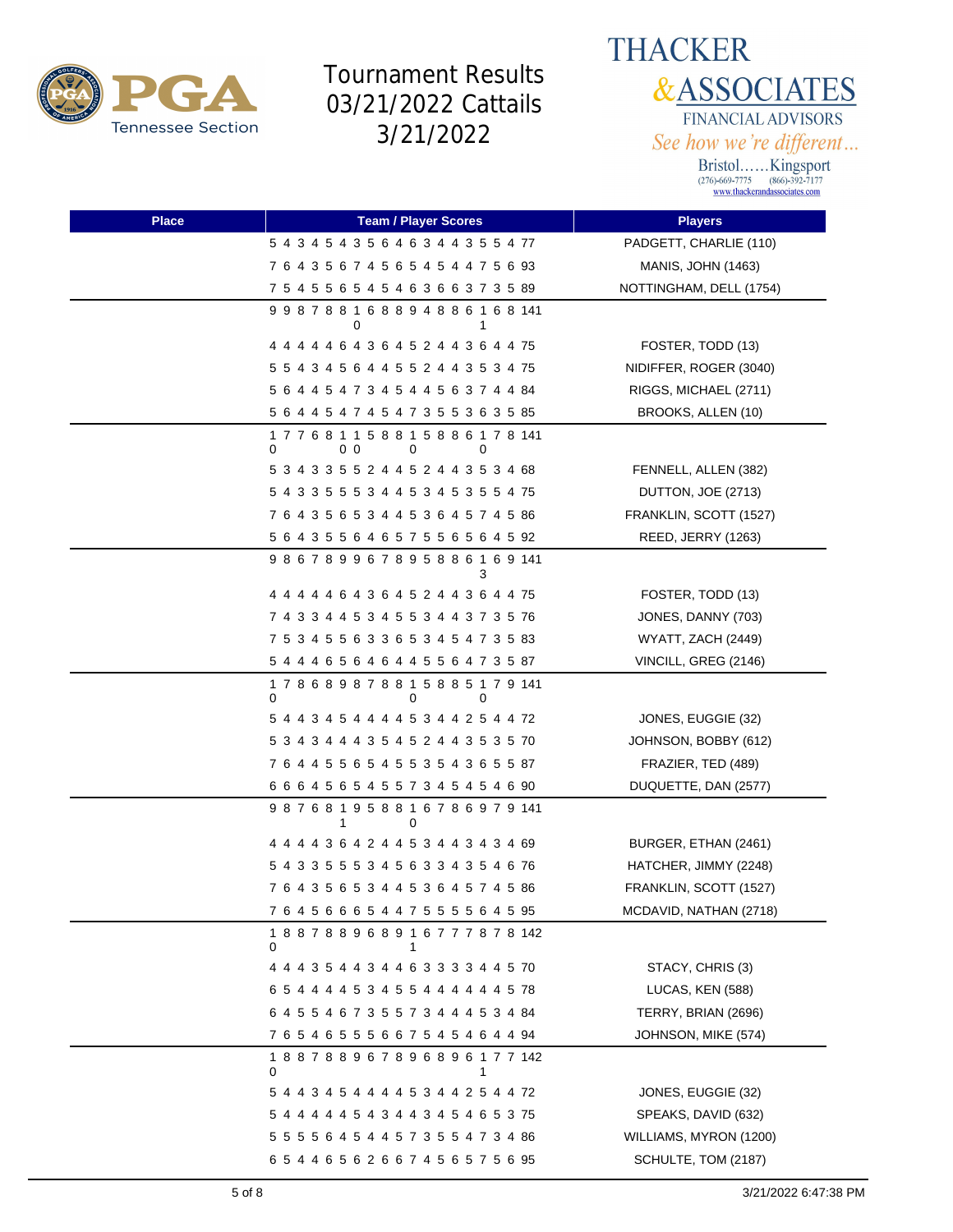# Tournament Results 03/21/2022 Cattails 3/21/2022

THACKER & ASSOCIATES FINANCIAL ADVISORS

*See how we're different...*

Bristol......Kingsport
(276)-669-7775 (866)-392-7177
www.thackerandassociates.com

| Place | Team / Player Scores | Players |
|---|---|---|
| | 5 4 3 4 5 4 3 5 6 4 6 3 4 4 3 5 5 4 77 | PADGETT, CHARLIE (110) |
| | 7 6 4 3 5 6 7 4 5 6 5 4 5 4 4 7 5 6 93 | MANIS, JOHN (1463) |
| | 7 5 4 5 5 6 5 4 5 4 6 3 6 6 3 7 3 5 89 | NOTTINGHAM, DELL (1754) |
| | 9 9 8 7 8 8 10 6 8 8 9 4 8 8 6 11 6 8 141 | |
| | 4 4 4 4 4 6 4 3 6 4 5 2 4 4 3 6 4 4 75 | FOSTER, TODD (13) |
| | 5 5 4 3 4 5 6 4 4 5 5 2 4 4 3 5 3 4 75 | NIDIFFER, ROGER (3040) |
| | 5 6 4 4 5 4 7 3 4 5 4 4 5 6 3 7 4 4 84 | RIGGS, MICHAEL (2711) |
| | 5 6 4 4 5 4 7 4 5 4 7 3 5 5 3 6 3 5 85 | BROOKS, ALLEN (10) |
| | 10 7 7 6 8 10 10 5 8 8 10 5 8 8 6 10 7 8 141 | |
| | 5 3 4 3 3 5 5 2 4 4 5 2 4 4 3 5 3 4 68 | FENNELL, ALLEN (382) |
| | 5 4 3 3 5 5 5 3 4 4 5 3 4 5 3 5 5 4 75 | DUTTON, JOE (2713) |
| | 7 6 4 3 5 6 5 3 4 4 5 3 6 4 5 7 4 5 86 | FRANKLIN, SCOTT (1527) |
| | 5 6 4 3 5 5 6 4 6 5 7 5 5 6 5 6 4 5 92 | REED, JERRY (1263) |
| | 9 8 6 7 8 9 9 6 7 8 9 5 8 8 6 13 6 9 141 | |
| | 4 4 4 4 4 6 4 3 6 4 5 2 4 4 3 6 4 4 75 | FOSTER, TODD (13) |
| | 7 4 3 3 4 4 5 3 4 5 5 3 4 4 3 7 3 5 76 | JONES, DANNY (703) |
| | 7 5 3 4 5 5 6 3 3 6 5 3 4 5 4 7 3 5 83 | WYATT, ZACH (2449) |
| | 5 4 4 4 6 5 6 4 6 4 4 5 5 6 4 7 3 5 87 | VINCILL, GREG (2146) |
| | 10 7 8 6 8 9 8 7 8 8 10 5 8 8 5 10 7 9 141 | |
| | 5 4 4 3 4 5 4 4 4 4 5 3 4 4 2 5 4 4 72 | JONES, EUGGIE (32) |
| | 5 3 4 3 4 4 4 3 5 4 5 2 4 4 3 5 3 5 70 | JOHNSON, BOBBY (612) |
| | 7 6 4 4 5 5 6 5 4 5 5 3 5 4 3 6 5 5 87 | FRAZIER, TED (489) |
| | 6 6 6 4 5 6 5 4 5 5 7 3 4 5 4 5 4 6 90 | DUQUETTE, DAN (2577) |
| | 9 8 7 6 8 11 9 5 8 8 10 6 7 8 6 9 7 9 141 | |
| | 4 4 4 4 3 6 4 2 4 4 5 3 4 4 3 4 3 4 69 | BURGER, ETHAN (2461) |
| | 5 4 3 3 5 5 5 3 4 5 6 3 3 4 3 5 4 6 76 | HATCHER, JIMMY (2248) |
| | 7 6 4 3 5 6 5 3 4 4 5 3 6 4 5 7 4 5 86 | FRANKLIN, SCOTT (1527) |
| | 7 6 4 5 6 6 6 5 4 4 7 5 5 5 5 6 4 5 95 | MCDAVID, NATHAN (2718) |
| | 10 8 8 7 8 8 9 6 8 9 11 6 7 7 7 8 7 8 142 | |
| | 4 4 4 3 5 4 4 3 4 4 6 3 3 3 3 4 4 5 70 | STACY, CHRIS (3) |
| | 6 5 4 4 4 4 5 3 4 5 5 4 4 4 4 4 4 5 78 | LUCAS, KEN (588) |
| | 6 4 5 5 4 6 7 3 5 5 7 3 4 4 4 5 3 4 84 | TERRY, BRIAN (2696) |
| | 7 6 5 4 6 5 5 5 6 6 7 5 4 5 4 6 4 4 94 | JOHNSON, MIKE (574) |
| | 10 8 8 7 8 8 9 6 7 8 9 6 8 9 6 11 7 7 142 | |
| | 5 4 4 3 4 5 4 4 4 4 5 3 4 4 2 5 4 4 72 | JONES, EUGGIE (32) |
| | 5 4 4 4 4 4 5 4 3 4 4 3 4 5 4 6 5 3 75 | SPEAKS, DAVID (632) |
| | 5 5 5 5 6 4 5 4 4 5 7 3 5 5 4 7 3 4 86 | WILLIAMS, MYRON (1200) |
| | 6 5 4 4 6 5 6 2 6 6 7 4 5 6 5 7 5 6 95 | SCHULTE, TOM (2187) |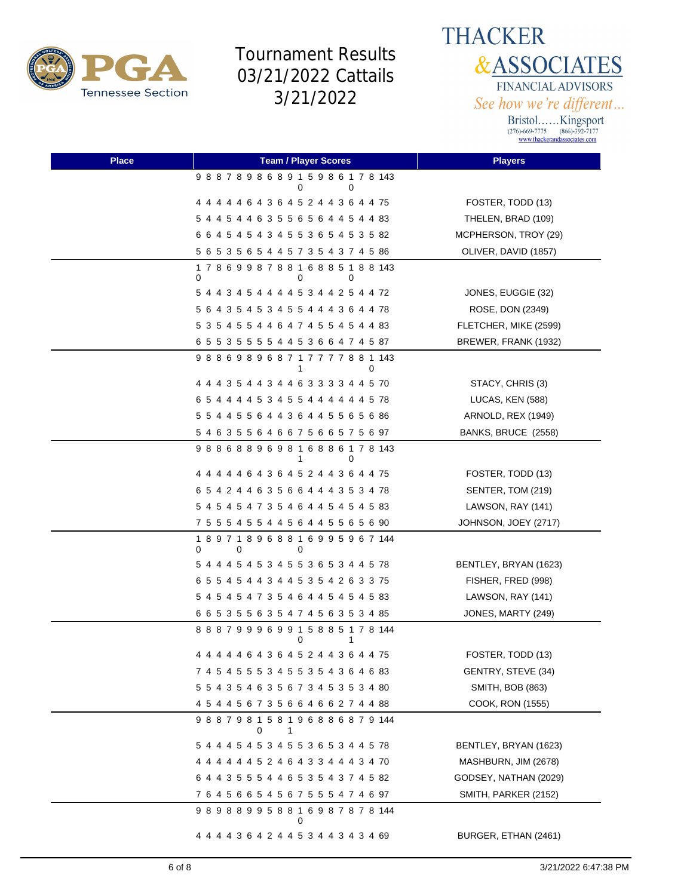# Tournament Results 03/21/2022 Cattails 3/21/2022

THACKER &ASSOCIATES FINANCIAL ADVISORS
*See how we're different...*
Bristol......Kingsport
(276)-669-7775 (866)-392-7177
www.thackerandassociates.com

| Place | Team / Player Scores | Players |
|---|---|---|
| | 9 8 8 7 8 9 8 6 8 9 10 5 9 8 6 10 7 8 143 | |
| | 4 4 4 4 4 6 4 3 6 4 5 2 4 4 3 6 4 4 75 | FOSTER, TODD (13) |
| | 5 4 4 5 4 4 6 3 5 5 6 5 6 4 4 5 4 4 83 | THELEN, BRAD (109) |
| | 6 6 4 5 4 5 4 3 4 5 5 3 6 5 4 5 3 5 82 | MCPHERSON, TROY (29) |
| | 5 6 5 3 5 6 5 4 4 5 7 3 5 4 3 7 4 5 86 | OLIVER, DAVID (1857) |
| | 10 7 8 6 9 9 8 7 8 8 10 6 8 8 5 10 8 8 143 | |
| | 5 4 4 3 4 5 4 4 4 4 5 3 4 4 2 5 4 4 72 | JONES, EUGGIE (32) |
| | 5 6 4 3 5 4 5 3 4 5 5 4 4 4 3 6 4 4 78 | ROSE, DON (2349) |
| | 5 3 5 4 5 5 4 4 6 4 7 4 5 5 4 5 4 4 83 | FLETCHER, MIKE (2599) |
| | 6 5 5 3 5 5 5 5 4 4 5 3 6 6 4 7 4 5 87 | BREWER, FRANK (1932) |
| | 9 8 8 6 9 8 9 6 8 7 11 7 7 7 7 8 8 10 143 | |
| | 4 4 4 3 5 4 4 3 4 4 6 3 3 3 3 4 4 5 70 | STACY, CHRIS (3) |
| | 6 5 4 4 4 4 5 3 4 5 5 4 4 4 4 4 4 5 78 | LUCAS, KEN (588) |
| | 5 5 4 4 5 5 6 4 4 3 6 4 4 5 5 6 5 6 86 | ARNOLD, REX (1949) |
| | 5 4 6 3 5 5 6 4 6 6 7 5 6 6 5 7 5 6 97 | BANKS, BRUCE (2558) |
| | 9 8 8 6 8 8 9 6 9 8 11 6 8 8 6 10 7 8 143 | |
| | 4 4 4 4 4 6 4 3 6 4 5 2 4 4 3 6 4 4 75 | FOSTER, TODD (13) |
| | 6 5 4 2 4 4 6 3 5 6 6 4 4 4 3 5 3 4 78 | SENTER, TOM (219) |
| | 5 4 5 4 5 4 7 3 5 4 6 4 4 5 4 5 4 5 83 | LAWSON, RAY (141) |
| | 7 5 5 5 4 5 5 4 4 5 6 4 4 5 5 6 5 6 90 | JOHNSON, JOEY (2717) |
| | 10 8 9 7 10 8 9 6 8 8 10 6 9 9 5 9 6 7 144 | |
| | 5 4 4 4 5 4 5 3 4 5 5 3 6 5 3 4 4 5 78 | BENTLEY, BRYAN (1623) |
| | 6 5 5 4 5 4 4 3 4 4 5 3 5 4 2 6 3 3 75 | FISHER, FRED (998) |
| | 5 4 5 4 5 4 7 3 5 4 6 4 4 5 4 5 4 5 83 | LAWSON, RAY (141) |
| | 6 6 5 3 5 5 6 3 5 4 7 4 5 6 3 5 3 4 85 | JONES, MARTY (249) |
| | 8 8 8 7 9 9 9 6 9 9 10 5 8 8 5 11 7 8 144 | |
| | 4 4 4 4 4 6 4 3 6 4 5 2 4 4 3 6 4 4 75 | FOSTER, TODD (13) |
| | 7 4 5 4 5 5 5 3 4 5 5 3 5 4 3 6 4 6 83 | GENTRY, STEVE (34) |
| | 5 5 4 3 5 4 6 3 5 6 7 3 4 5 3 5 3 4 80 | SMITH, BOB (863) |
| | 4 5 4 4 5 6 7 3 5 6 6 4 6 6 2 7 4 4 88 | COOK, RON (1555) |
| | 9 8 8 7 9 8 10 5 8 11 9 6 8 8 6 8 7 9 144 | |
| | 5 4 4 4 5 4 5 3 4 5 5 3 6 5 3 4 4 5 78 | BENTLEY, BRYAN (1623) |
| | 4 4 4 4 4 4 5 2 4 6 4 3 3 4 4 4 3 4 70 | MASHBURN, JIM (2678) |
| | 6 4 4 3 5 5 5 4 4 6 5 3 5 4 3 7 4 5 82 | GODSEY, NATHAN (2029) |
| | 7 6 4 5 6 6 5 4 5 6 7 5 5 5 4 7 4 6 97 | SMITH, PARKER (2152) |
| | 9 8 9 8 8 9 9 5 8 8 10 6 9 8 7 8 7 8 144 | |
| | 4 4 4 4 3 6 4 2 4 4 5 3 4 4 3 4 3 4 69 | BURGER, ETHAN (2461) |

3/21/2022 6:47:38 PM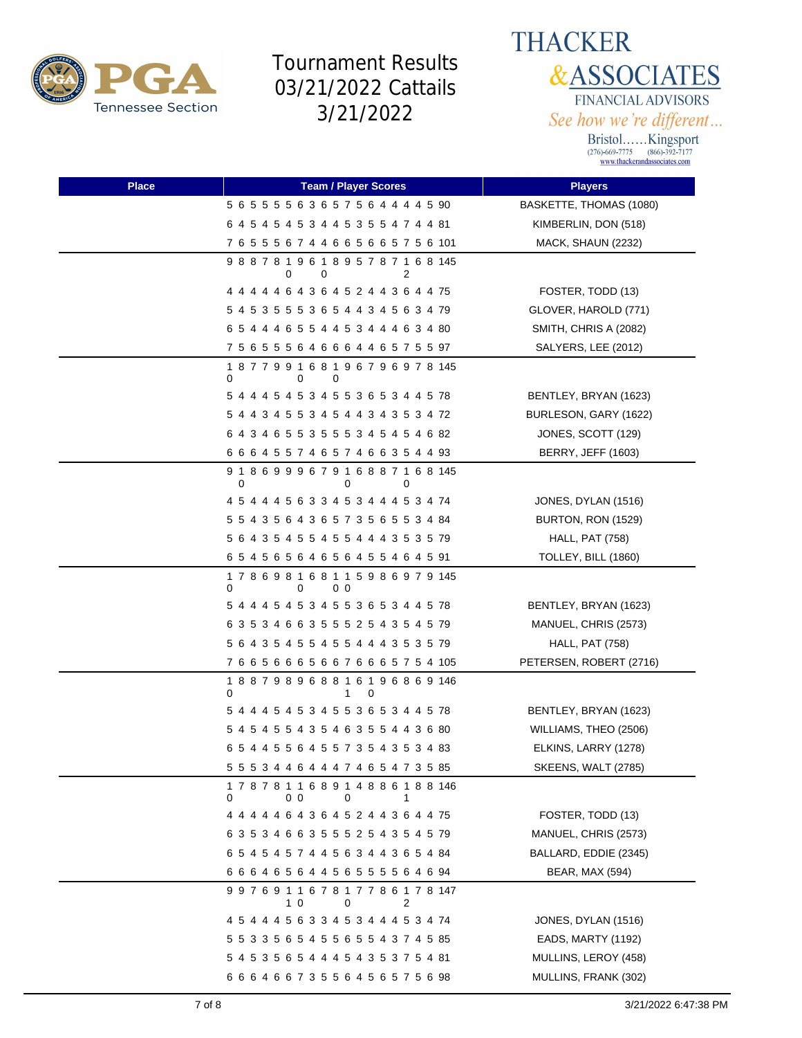# Tournament Results 03/21/2022 Cattails 3/21/2022

PGA Tennessee Section

THACKER & ASSOCIATES FINANCIAL ADVISORS — *See how we're different...* Bristol......Kingsport (276)-669-7775 (866)-392-7177 www.thackerandassociates.com

| Place | Team / Player Scores | Players |
|---|---|---|
| | 5 6 5 5 5 5 6 3 6 5 7 5 6 4 4 4 4 5 90 | BASKETTE, THOMAS (1080) |
| | 6 4 5 4 5 4 5 3 4 4 5 3 5 5 4 7 4 4 81 | KIMBERLIN, DON (518) |
| | 7 6 5 5 5 6 7 4 4 6 6 5 6 6 5 7 5 6 101 | MACK, SHAUN (2232) |
| | 9 8 8 7 8 10 9 6 10 8 9 5 7 8 7 12 6 8 145 | |
| | 4 4 4 4 4 6 4 3 6 4 5 2 4 4 3 6 4 4 75 | FOSTER, TODD (13) |
| | 5 4 5 3 5 5 5 3 6 5 4 4 3 4 5 6 3 4 79 | GLOVER, HAROLD (771) |
| | 6 5 4 4 4 6 5 5 4 4 5 3 4 4 4 6 3 4 80 | SMITH, CHRIS A (2082) |
| | 7 5 6 5 5 5 6 4 6 6 6 4 4 6 5 7 5 5 97 | SALYERS, LEE (2012) |
| | 10 8 7 7 9 9 10 6 8 10 9 6 7 9 6 9 7 8 145 | |
| | 5 4 4 4 5 4 5 3 4 5 5 3 6 5 3 4 4 5 78 | BENTLEY, BRYAN (1623) |
| | 5 4 4 3 4 5 5 3 4 5 4 4 3 4 3 5 3 4 72 | BURLESON, GARY (1622) |
| | 6 4 3 4 6 5 5 3 5 5 5 3 4 5 4 5 4 6 82 | JONES, SCOTT (129) |
| | 6 6 6 4 5 5 7 4 6 5 7 4 6 6 3 5 4 4 93 | BERRY, JEFF (1603) |
| | 9 10 8 6 9 9 9 6 7 9 10 6 8 8 7 10 6 8 145 | |
| | 4 5 4 4 4 5 6 3 3 4 5 3 4 4 4 5 3 4 74 | JONES, DYLAN (1516) |
| | 5 5 4 3 5 6 4 3 6 5 7 3 5 6 5 5 3 4 84 | BURTON, RON (1529) |
| | 5 6 4 3 5 4 5 5 4 5 5 4 4 4 3 5 3 5 79 | HALL, PAT (758) |
| | 6 5 4 5 6 5 6 4 6 5 6 4 5 5 4 6 4 5 91 | TOLLEY, BILL (1860) |
| | 10 7 8 6 9 8 10 6 8 10 10 5 9 8 6 9 7 9 145 | |
| | 5 4 4 4 5 4 5 3 4 5 5 3 6 5 3 4 4 5 78 | BENTLEY, BRYAN (1623) |
| | 6 3 5 3 4 6 6 3 5 5 5 2 5 4 3 5 4 5 79 | MANUEL, CHRIS (2573) |
| | 5 6 4 3 5 4 5 5 4 5 5 4 4 4 3 5 3 5 79 | HALL, PAT (758) |
| | 7 6 6 5 6 6 6 5 6 6 7 6 6 6 6 5 7 5 4 105 | PETERSEN, ROBERT (2716) |
| | 10 8 8 7 9 8 9 6 8 8 11 6 10 9 6 8 6 9 146 | |
| | 5 4 4 4 5 4 5 3 4 5 5 3 6 5 3 4 4 5 78 | BENTLEY, BRYAN (1623) |
| | 5 4 5 4 5 5 4 3 5 4 6 3 5 5 4 4 3 6 80 | WILLIAMS, THEO (2506) |
| | 6 5 4 4 5 5 6 4 5 5 7 3 5 4 3 5 3 4 83 | ELKINS, LARRY (1278) |
| | 5 5 5 3 4 4 6 4 4 4 7 4 6 5 4 7 3 5 85 | SKEENS, WALT (2785) |
| | 10 7 8 7 8 10 10 6 8 9 10 4 8 8 6 11 8 8 146 | |
| | 4 4 4 4 4 6 4 3 6 4 5 2 4 4 3 6 4 4 75 | FOSTER, TODD (13) |
| | 6 3 5 3 4 6 6 3 5 5 5 2 5 4 3 5 4 5 79 | MANUEL, CHRIS (2573) |
| | 6 5 4 5 4 5 7 4 4 5 6 3 4 4 3 6 5 4 84 | BALLARD, EDDIE (2345) |
| | 6 6 6 4 6 5 6 4 4 5 6 5 5 5 5 6 4 6 94 | BEAR, MAX (594) |
| | 9 9 7 6 9 11 10 6 7 8 10 7 7 8 6 12 7 8 147 | |
| | 4 5 4 4 4 5 6 3 3 4 5 3 4 4 4 5 3 4 74 | JONES, DYLAN (1516) |
| | 5 5 3 3 5 6 5 4 5 5 6 5 5 4 3 7 4 5 85 | EADS, MARTY (1192) |
| | 5 4 5 3 5 6 5 4 4 4 5 4 3 5 3 7 5 4 81 | MULLINS, LEROY (458) |
| | 6 6 6 4 6 6 7 3 5 5 6 4 5 6 5 7 5 6 98 | MULLINS, FRANK (302) |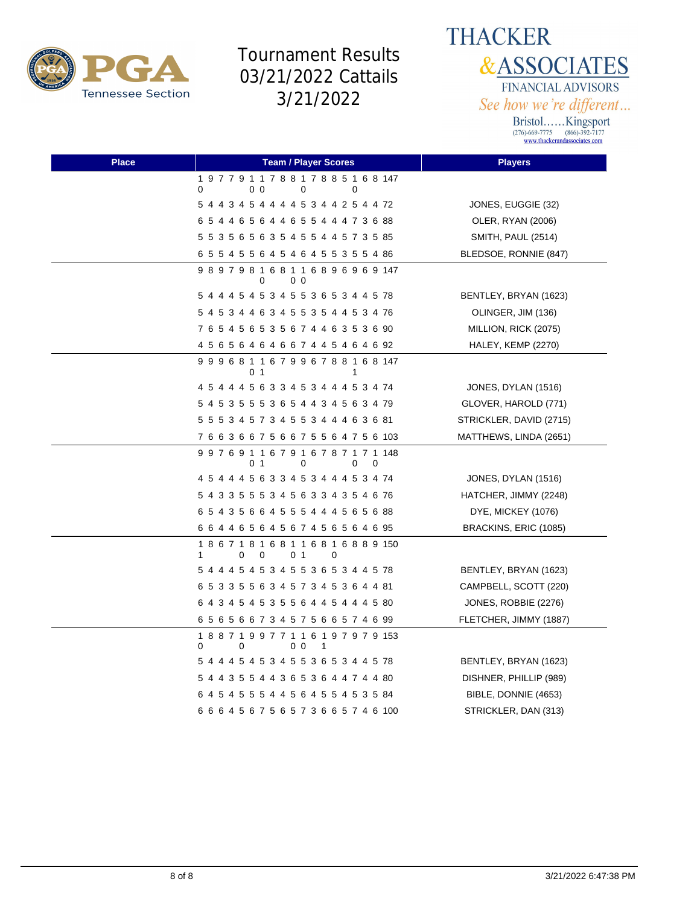Tournament Results
03/21/2022 Cattails
3/21/2022

THACKER & ASSOCIATES
FINANCIAL ADVISORS
See how we're different...
Bristol......Kingsport
(276)-669-7775 (866)-392-7177
www.thackerandassociates.com

| Place | Team / Player Scores | Players |
|---|---|---|
| | 10 9 7 7 9 10 10 7 8 8 10 7 8 8 5 10 6 8 147 | |
| | 5 4 4 3 4 5 4 4 4 4 5 3 4 4 2 5 4 4 72 | JONES, EUGGIE (32) |
| | 6 5 4 4 6 5 6 4 4 6 5 5 4 4 4 7 3 6 88 | OLER, RYAN (2006) |
| | 5 5 3 5 6 5 6 3 5 4 5 5 4 4 5 7 3 5 85 | SMITH, PAUL (2514) |
| | 6 5 5 4 5 5 6 4 5 4 6 4 5 5 3 5 5 4 86 | BLEDSOE, RONNIE (847) |
| | 9 8 9 7 9 8 10 6 8 10 10 6 8 9 6 9 6 9 147 | |
| | 5 4 4 4 5 4 5 3 4 5 5 3 6 5 3 4 4 5 78 | BENTLEY, BRYAN (1623) |
| | 5 4 5 3 4 4 6 3 4 5 5 3 5 4 4 5 3 4 76 | OLINGER, JIM (136) |
| | 7 6 5 4 5 6 5 3 5 6 7 4 4 6 3 5 3 6 90 | MILLION, RICK (2075) |
| | 4 5 6 5 6 4 6 4 6 6 7 4 4 5 4 6 4 6 92 | HALEY, KEMP (2270) |
| | 9 9 9 6 8 10 11 6 7 9 9 6 7 8 8 11 6 8 147 | |
| | 4 5 4 4 4 5 6 3 3 4 5 3 4 4 4 5 3 4 74 | JONES, DYLAN (1516) |
| | 5 4 5 3 5 5 5 3 6 5 4 4 3 4 5 6 3 4 79 | GLOVER, HAROLD (771) |
| | 5 5 5 3 4 5 7 3 4 5 5 3 4 4 4 6 3 6 81 | STRICKLER, DAVID (2715) |
| | 7 6 6 3 6 6 7 5 6 6 7 5 5 6 4 7 5 6 103 | MATTHEWS, LINDA (2651) |
| | 9 9 7 6 9 10 11 6 7 9 10 6 7 8 7 10 7 10 148 | |
| | 4 5 4 4 4 5 6 3 3 4 5 3 4 4 4 5 3 4 74 | JONES, DYLAN (1516) |
| | 5 4 3 3 5 5 5 3 4 5 6 3 3 4 3 5 4 6 76 | HATCHER, JIMMY (2248) |
| | 6 5 4 3 5 6 6 4 5 5 5 4 4 4 5 6 5 6 88 | DYE, MICKEY (1076) |
| | 6 6 4 4 6 5 6 4 5 6 7 4 5 6 5 6 4 6 95 | BRACKINS, ERIC (1085) |
| | 11 8 6 7 10 8 10 6 8 10 11 6 8 10 6 8 8 9 150 | |
| | 5 4 4 4 5 4 5 3 4 5 5 3 6 5 3 4 4 5 78 | BENTLEY, BRYAN (1623) |
| | 6 5 3 3 5 5 6 3 4 5 7 3 4 5 3 6 4 4 81 | CAMPBELL, SCOTT (220) |
| | 6 4 3 4 5 4 5 3 5 5 6 4 4 5 4 4 4 5 80 | JONES, ROBBIE (2276) |
| | 6 5 6 5 6 6 7 3 4 5 7 5 6 6 5 7 4 6 99 | FLETCHER, JIMMY (1887) |
| | 10 8 8 7 10 9 9 7 7 10 10 6 11 9 7 9 7 9 153 | |
| | 5 4 4 4 5 4 5 3 4 5 5 3 6 5 3 4 4 5 78 | BENTLEY, BRYAN (1623) |
| | 5 4 4 3 5 5 4 4 3 6 5 3 6 4 4 7 4 4 80 | DISHNER, PHILLIP (989) |
| | 6 4 5 4 5 5 5 4 4 5 6 4 5 5 4 5 3 5 84 | BIBLE, DONNIE (4653) |
| | 6 6 6 4 5 6 7 5 6 5 7 3 6 6 5 7 4 6 100 | STRICKLER, DAN (313) |

3/21/2022 6:47:38 PM